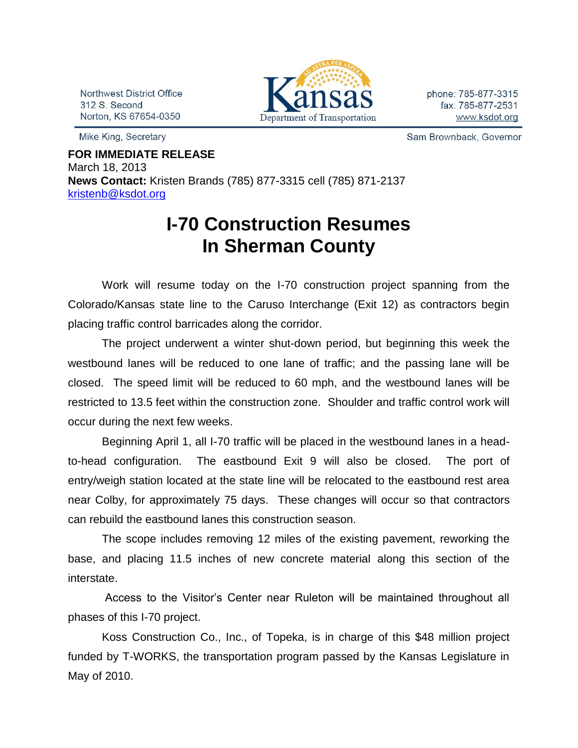Northwest District Office
312 S. Second
Norton, KS 67654-0350

Kansas Department of Transportation

phone: 785-877-3315
fax: 785-877-2531
www.ksdot.org

Mike King, Secretary

Sam Brownback, Governor

**FOR IMMEDIATE RELEASE**
March 18, 2013
**News Contact:** Kristen Brands (785) 877-3315 cell (785) 871-2137
kristenb@ksdot.org

# I-70 Construction Resumes In Sherman County

Work will resume today on the I-70 construction project spanning from the Colorado/Kansas state line to the Caruso Interchange (Exit 12) as contractors begin placing traffic control barricades along the corridor.

The project underwent a winter shut-down period, but beginning this week the westbound lanes will be reduced to one lane of traffic; and the passing lane will be closed. The speed limit will be reduced to 60 mph, and the westbound lanes will be restricted to 13.5 feet within the construction zone. Shoulder and traffic control work will occur during the next few weeks.

Beginning April 1, all I-70 traffic will be placed in the westbound lanes in a head-to-head configuration. The eastbound Exit 9 will also be closed. The port of entry/weigh station located at the state line will be relocated to the eastbound rest area near Colby, for approximately 75 days. These changes will occur so that contractors can rebuild the eastbound lanes this construction season.

The scope includes removing 12 miles of the existing pavement, reworking the base, and placing 11.5 inches of new concrete material along this section of the interstate.

Access to the Visitor's Center near Ruleton will be maintained throughout all phases of this I-70 project.

Koss Construction Co., Inc., of Topeka, is in charge of this $48 million project funded by T-WORKS, the transportation program passed by the Kansas Legislature in May of 2010.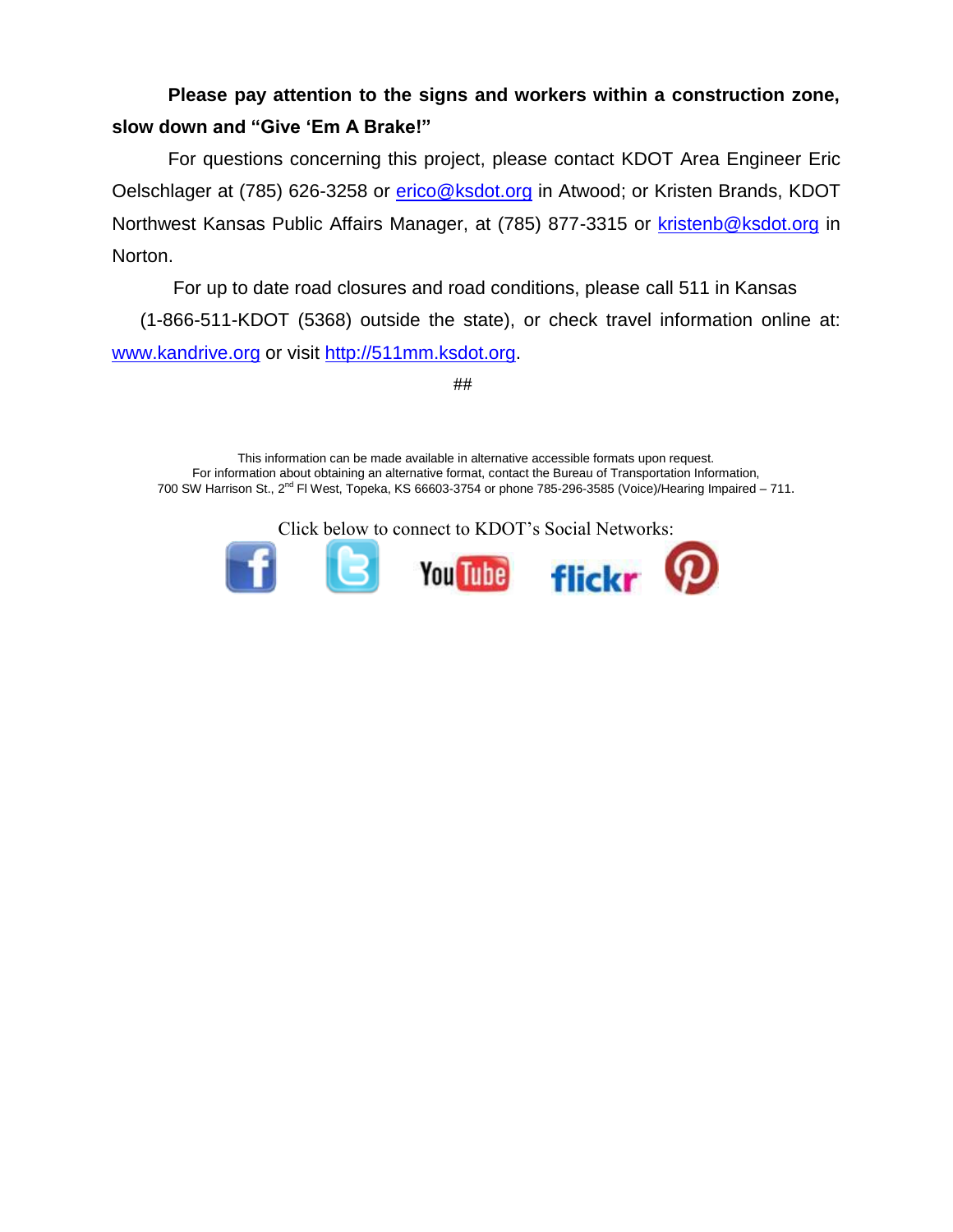**Please pay attention to the signs and workers within a construction zone, slow down and "Give 'Em A Brake!"**

For questions concerning this project, please contact KDOT Area Engineer Eric Oelschlager at (785) 626-3258 or erico@ksdot.org in Atwood; or Kristen Brands, KDOT Northwest Kansas Public Affairs Manager, at (785) 877-3315 or kristenb@ksdot.org in Norton.

For up to date road closures and road conditions, please call 511 in Kansas (1-866-511-KDOT (5368) outside the state), or check travel information online at: www.kandrive.org or visit http://511mm.ksdot.org.

##

This information can be made available in alternative accessible formats upon request.
For information about obtaining an alternative format, contact the Bureau of Transportation Information,
700 SW Harrison St., 2nd Fl West, Topeka, KS 66603-3754 or phone 785-296-3585 (Voice)/Hearing Impaired – 711.

Click below to connect to KDOT's Social Networks: